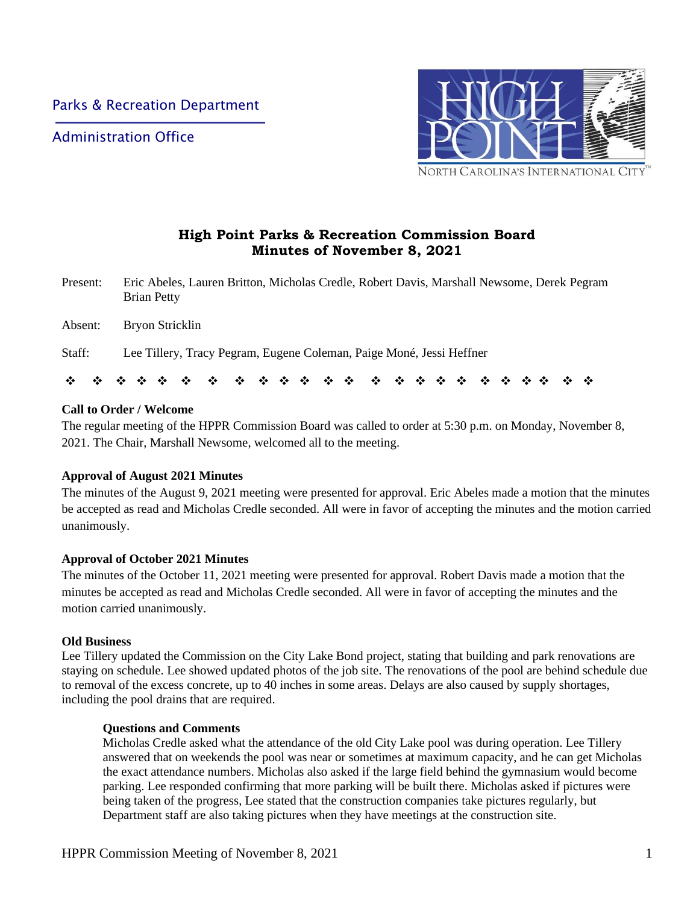Parks & Recreation Department

Administration Office

HIGH POINT
NORTH CAROLINA'S INTERNATIONAL CITY™

# High Point Parks & Recreation Commission Board
# Minutes of November 8, 2021

Present: Eric Abeles, Lauren Britton, Micholas Credle, Robert Davis, Marshall Newsome, Derek Pegram Brian Petty

Absent: Bryon Stricklin

Staff: Lee Tillery, Tracy Pegram, Eugene Coleman, Paige Moné, Jessi Heffner

❖ ❖ ❖ ❖ ❖ ❖ ❖ ❖ ❖ ❖ ❖ ❖ ❖ ❖ ❖ ❖ ❖ ❖ ❖ ❖ ❖ ❖ ❖ ❖ ❖

**Call to Order / Welcome**

The regular meeting of the HPPR Commission Board was called to order at 5:30 p.m. on Monday, November 8, 2021. The Chair, Marshall Newsome, welcomed all to the meeting.

**Approval of August 2021 Minutes**

The minutes of the August 9, 2021 meeting were presented for approval. Eric Abeles made a motion that the minutes be accepted as read and Micholas Credle seconded. All were in favor of accepting the minutes and the motion carried unanimously.

**Approval of October 2021 Minutes**

The minutes of the October 11, 2021 meeting were presented for approval. Robert Davis made a motion that the minutes be accepted as read and Micholas Credle seconded. All were in favor of accepting the minutes and the motion carried unanimously.

**Old Business**

Lee Tillery updated the Commission on the City Lake Bond project, stating that building and park renovations are staying on schedule. Lee showed updated photos of the job site. The renovations of the pool are behind schedule due to removal of the excess concrete, up to 40 inches in some areas. Delays are also caused by supply shortages, including the pool drains that are required.

**Questions and Comments**

Micholas Credle asked what the attendance of the old City Lake pool was during operation. Lee Tillery answered that on weekends the pool was near or sometimes at maximum capacity, and he can get Micholas the exact attendance numbers. Micholas also asked if the large field behind the gymnasium would become parking. Lee responded confirming that more parking will be built there. Micholas asked if pictures were being taken of the progress, Lee stated that the construction companies take pictures regularly, but Department staff are also taking pictures when they have meetings at the construction site.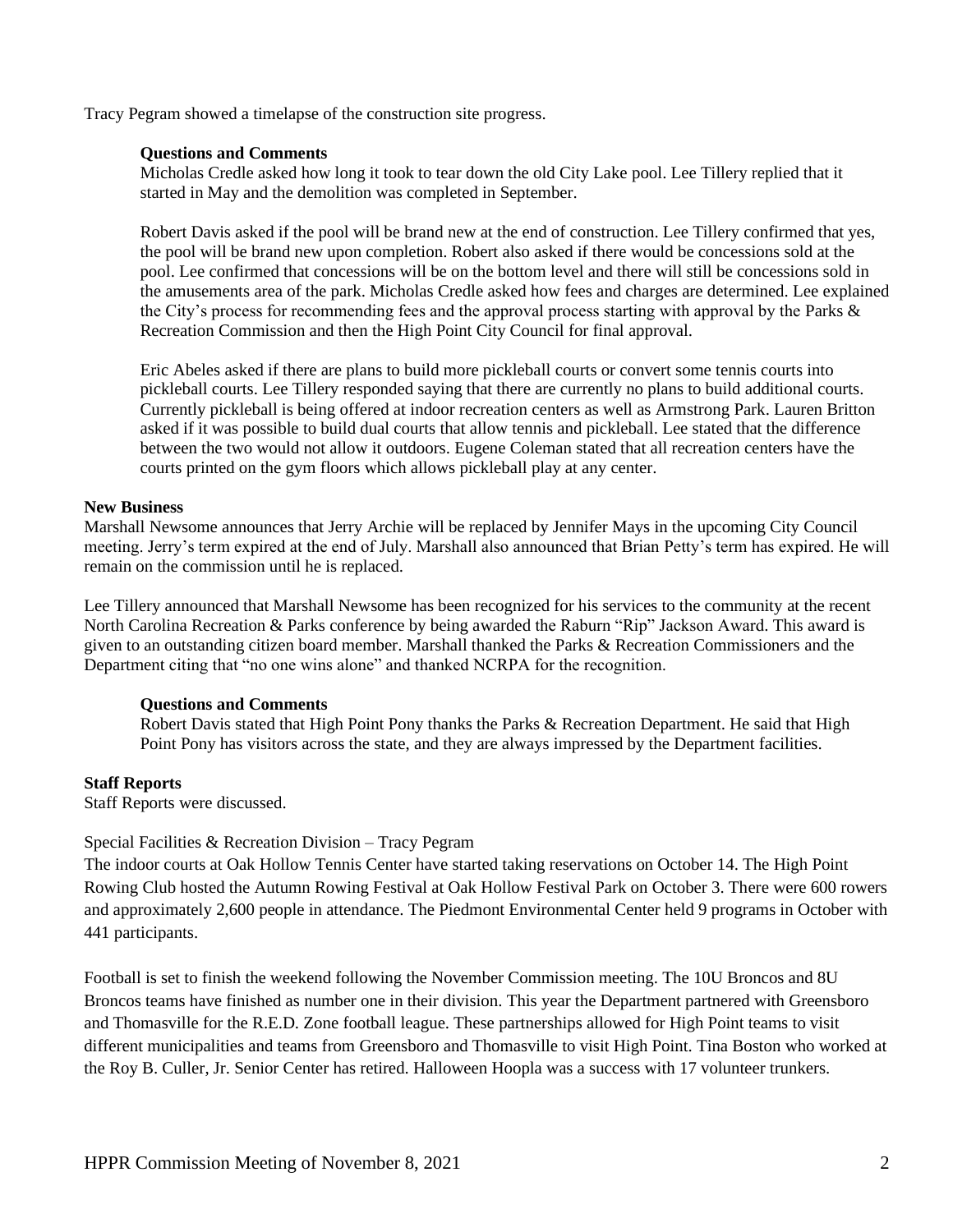Tracy Pegram showed a timelapse of the construction site progress.

**Questions and Comments**

Micholas Credle asked how long it took to tear down the old City Lake pool. Lee Tillery replied that it started in May and the demolition was completed in September.

Robert Davis asked if the pool will be brand new at the end of construction. Lee Tillery confirmed that yes, the pool will be brand new upon completion. Robert also asked if there would be concessions sold at the pool. Lee confirmed that concessions will be on the bottom level and there will still be concessions sold in the amusements area of the park. Micholas Credle asked how fees and charges are determined. Lee explained the City's process for recommending fees and the approval process starting with approval by the Parks & Recreation Commission and then the High Point City Council for final approval.

Eric Abeles asked if there are plans to build more pickleball courts or convert some tennis courts into pickleball courts. Lee Tillery responded saying that there are currently no plans to build additional courts. Currently pickleball is being offered at indoor recreation centers as well as Armstrong Park. Lauren Britton asked if it was possible to build dual courts that allow tennis and pickleball. Lee stated that the difference between the two would not allow it outdoors. Eugene Coleman stated that all recreation centers have the courts printed on the gym floors which allows pickleball play at any center.

**New Business**

Marshall Newsome announces that Jerry Archie will be replaced by Jennifer Mays in the upcoming City Council meeting. Jerry's term expired at the end of July. Marshall also announced that Brian Petty's term has expired. He will remain on the commission until he is replaced.

Lee Tillery announced that Marshall Newsome has been recognized for his services to the community at the recent North Carolina Recreation & Parks conference by being awarded the Raburn "Rip" Jackson Award. This award is given to an outstanding citizen board member. Marshall thanked the Parks & Recreation Commissioners and the Department citing that "no one wins alone" and thanked NCRPA for the recognition.

**Questions and Comments**

Robert Davis stated that High Point Pony thanks the Parks & Recreation Department. He said that High Point Pony has visitors across the state, and they are always impressed by the Department facilities.

**Staff Reports**

Staff Reports were discussed.

Special Facilities & Recreation Division – Tracy Pegram

The indoor courts at Oak Hollow Tennis Center have started taking reservations on October 14. The High Point Rowing Club hosted the Autumn Rowing Festival at Oak Hollow Festival Park on October 3. There were 600 rowers and approximately 2,600 people in attendance. The Piedmont Environmental Center held 9 programs in October with 441 participants.

Football is set to finish the weekend following the November Commission meeting. The 10U Broncos and 8U Broncos teams have finished as number one in their division. This year the Department partnered with Greensboro and Thomasville for the R.E.D. Zone football league. These partnerships allowed for High Point teams to visit different municipalities and teams from Greensboro and Thomasville to visit High Point. Tina Boston who worked at the Roy B. Culler, Jr. Senior Center has retired. Halloween Hoopla was a success with 17 volunteer trunkers.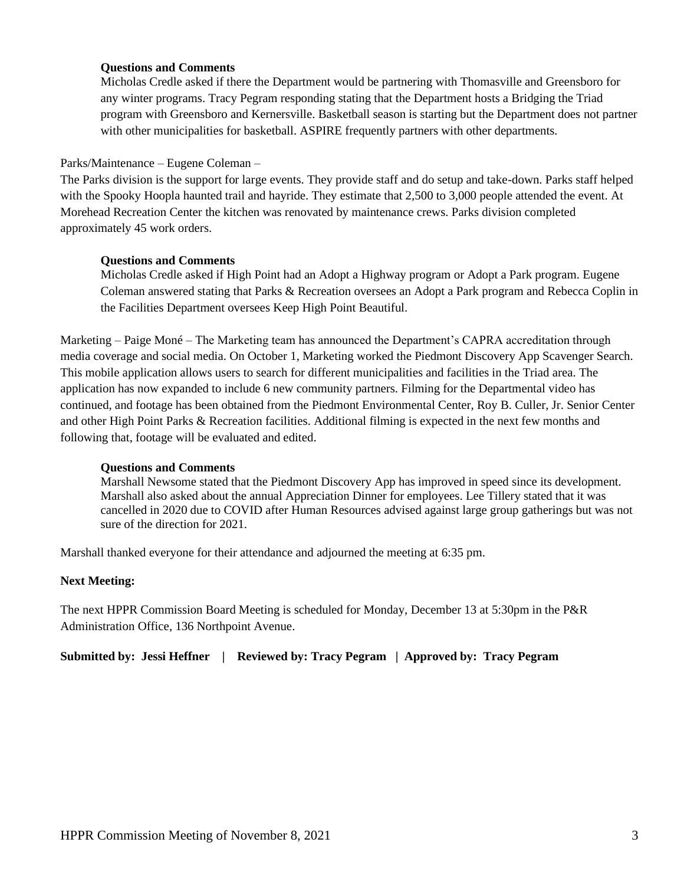**Questions and Comments**

Micholas Credle asked if there the Department would be partnering with Thomasville and Greensboro for any winter programs. Tracy Pegram responding stating that the Department hosts a Bridging the Triad program with Greensboro and Kernersville. Basketball season is starting but the Department does not partner with other municipalities for basketball. ASPIRE frequently partners with other departments.

Parks/Maintenance – Eugene Coleman –

The Parks division is the support for large events. They provide staff and do setup and take-down. Parks staff helped with the Spooky Hoopla haunted trail and hayride. They estimate that 2,500 to 3,000 people attended the event. At Morehead Recreation Center the kitchen was renovated by maintenance crews. Parks division completed approximately 45 work orders.

**Questions and Comments**

Micholas Credle asked if High Point had an Adopt a Highway program or Adopt a Park program. Eugene Coleman answered stating that Parks & Recreation oversees an Adopt a Park program and Rebecca Coplin in the Facilities Department oversees Keep High Point Beautiful.

Marketing – Paige Moné – The Marketing team has announced the Department's CAPRA accreditation through media coverage and social media. On October 1, Marketing worked the Piedmont Discovery App Scavenger Search. This mobile application allows users to search for different municipalities and facilities in the Triad area. The application has now expanded to include 6 new community partners. Filming for the Departmental video has continued, and footage has been obtained from the Piedmont Environmental Center, Roy B. Culler, Jr. Senior Center and other High Point Parks & Recreation facilities. Additional filming is expected in the next few months and following that, footage will be evaluated and edited.

**Questions and Comments**

Marshall Newsome stated that the Piedmont Discovery App has improved in speed since its development. Marshall also asked about the annual Appreciation Dinner for employees. Lee Tillery stated that it was cancelled in 2020 due to COVID after Human Resources advised against large group gatherings but was not sure of the direction for 2021.

Marshall thanked everyone for their attendance and adjourned the meeting at 6:35 pm.

**Next Meeting:**

The next HPPR Commission Board Meeting is scheduled for Monday, December 13 at 5:30pm in the P&R Administration Office, 136 Northpoint Avenue.

**Submitted by: Jessi Heffner | Reviewed by: Tracy Pegram | Approved by: Tracy Pegram**